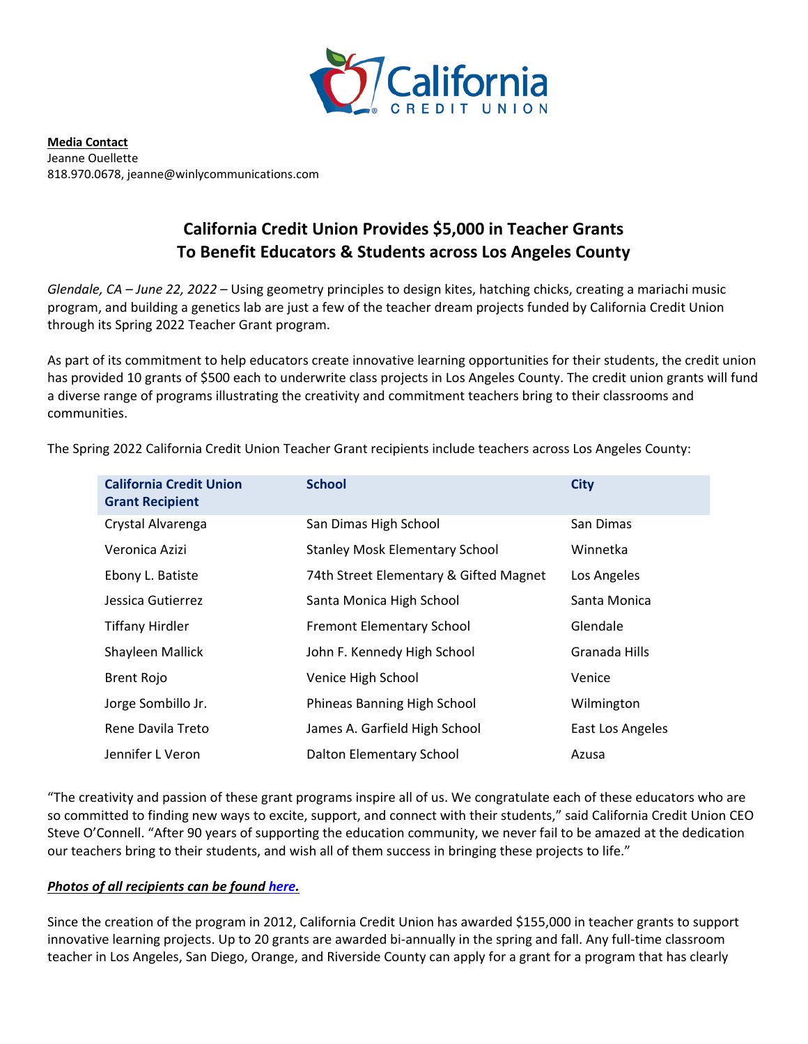**Media Contact**
Jeanne Ouellette
818.970.0678, jeanne@winlycommunications.com

# California Credit Union Provides $5,000 in Teacher Grants To Benefit Educators & Students across Los Angeles County

*Glendale, CA – June 22, 2022* – Using geometry principles to design kites, hatching chicks, creating a mariachi music program, and building a genetics lab are just a few of the teacher dream projects funded by California Credit Union through its Spring 2022 Teacher Grant program.

As part of its commitment to help educators create innovative learning opportunities for their students, the credit union has provided 10 grants of $500 each to underwrite class projects in Los Angeles County. The credit union grants will fund a diverse range of programs illustrating the creativity and commitment teachers bring to their classrooms and communities.

The Spring 2022 California Credit Union Teacher Grant recipients include teachers across Los Angeles County:

| California Credit Union Grant Recipient | School | City |
|---|---|---|
| Crystal Alvarenga | San Dimas High School | San Dimas |
| Veronica Azizi | Stanley Mosk Elementary School | Winnetka |
| Ebony L. Batiste | 74th Street Elementary & Gifted Magnet | Los Angeles |
| Jessica Gutierrez | Santa Monica High School | Santa Monica |
| Tiffany Hirdler | Fremont Elementary School | Glendale |
| Shayleen Mallick | John F. Kennedy High School | Granada Hills |
| Brent Rojo | Venice High School | Venice |
| Jorge Sombillo Jr. | Phineas Banning High School | Wilmington |
| Rene Davila Treto | James A. Garfield High School | East Los Angeles |
| Jennifer L Veron | Dalton Elementary School | Azusa |

"The creativity and passion of these grant programs inspire all of us. We congratulate each of these educators who are so committed to finding new ways to excite, support, and connect with their students," said California Credit Union CEO Steve O'Connell. "After 90 years of supporting the education community, we never fail to be amazed at the dedication our teachers bring to their students, and wish all of them success in bringing these projects to life."

***Photos of all recipients can be found here.***

Since the creation of the program in 2012, California Credit Union has awarded $155,000 in teacher grants to support innovative learning projects. Up to 20 grants are awarded bi-annually in the spring and fall. Any full-time classroom teacher in Los Angeles, San Diego, Orange, and Riverside County can apply for a grant for a program that has clearly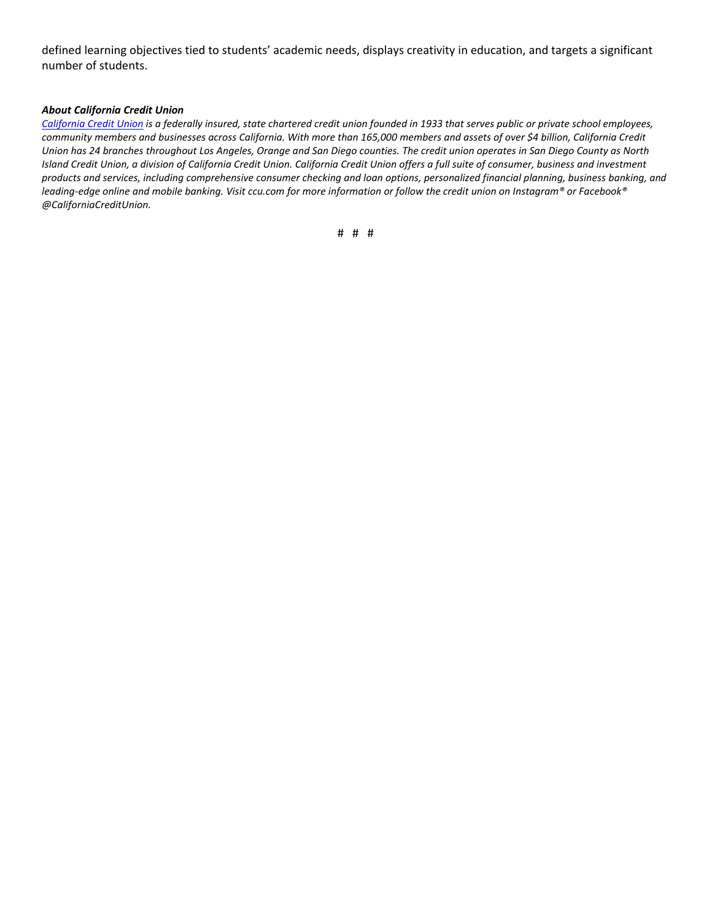defined learning objectives tied to students' academic needs, displays creativity in education, and targets a significant number of students.

***About California Credit Union***

*California Credit Union is a federally insured, state chartered credit union founded in 1933 that serves public or private school employees, community members and businesses across California. With more than 165,000 members and assets of over $4 billion, California Credit Union has 24 branches throughout Los Angeles, Orange and San Diego counties. The credit union operates in San Diego County as North Island Credit Union, a division of California Credit Union. California Credit Union offers a full suite of consumer, business and investment products and services, including comprehensive consumer checking and loan options, personalized financial planning, business banking, and leading-edge online and mobile banking. Visit ccu.com for more information or follow the credit union on Instagram® or Facebook® @CaliforniaCreditUnion.*

# # #